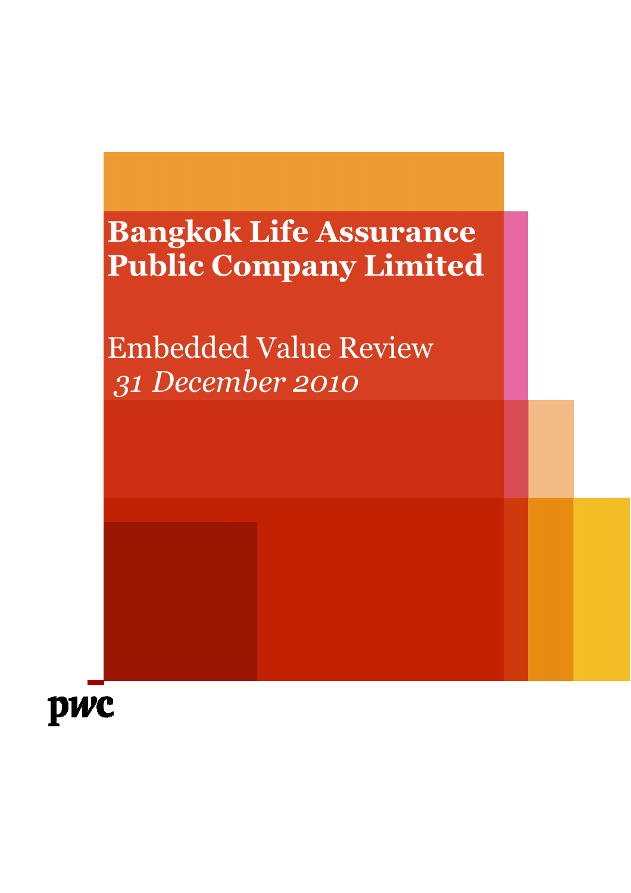# Bangkok Life Assurance Public Company Limited

## Embedded Value Review

*31 December 2010*

pwc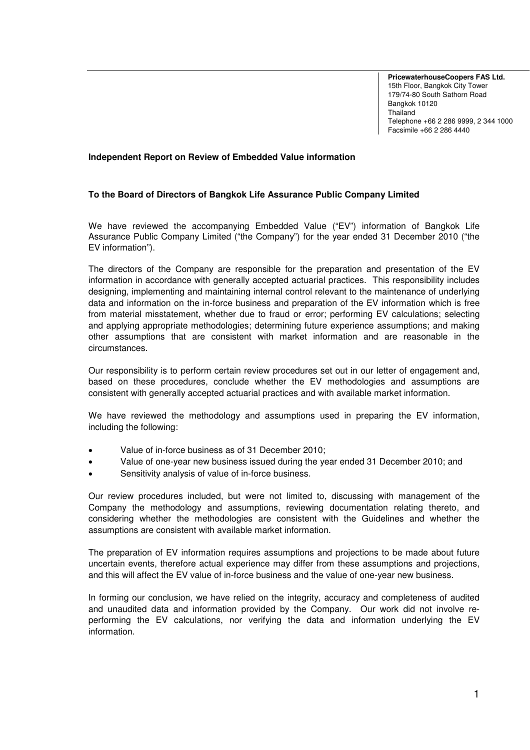**PricewaterhouseCoopers FAS Ltd.**
15th Floor, Bangkok City Tower
179/74-80 South Sathorn Road
Bangkok 10120
Thailand
Telephone +66 2 286 9999, 2 344 1000
Facsimile +66 2 286 4440

**Independent Report on Review of Embedded Value information**

**To the Board of Directors of Bangkok Life Assurance Public Company Limited**

We have reviewed the accompanying Embedded Value ("EV") information of Bangkok Life Assurance Public Company Limited ("the Company") for the year ended 31 December 2010 ("the EV information").

The directors of the Company are responsible for the preparation and presentation of the EV information in accordance with generally accepted actuarial practices. This responsibility includes designing, implementing and maintaining internal control relevant to the maintenance of underlying data and information on the in-force business and preparation of the EV information which is free from material misstatement, whether due to fraud or error; performing EV calculations; selecting and applying appropriate methodologies; determining future experience assumptions; and making other assumptions that are consistent with market information and are reasonable in the circumstances.

Our responsibility is to perform certain review procedures set out in our letter of engagement and, based on these procedures, conclude whether the EV methodologies and assumptions are consistent with generally accepted actuarial practices and with available market information.

We have reviewed the methodology and assumptions used in preparing the EV information, including the following:

- Value of in-force business as of 31 December 2010;
- Value of one-year new business issued during the year ended 31 December 2010; and
- Sensitivity analysis of value of in-force business.

Our review procedures included, but were not limited to, discussing with management of the Company the methodology and assumptions, reviewing documentation relating thereto, and considering whether the methodologies are consistent with the Guidelines and whether the assumptions are consistent with available market information.

The preparation of EV information requires assumptions and projections to be made about future uncertain events, therefore actual experience may differ from these assumptions and projections, and this will affect the EV value of in-force business and the value of one-year new business.

In forming our conclusion, we have relied on the integrity, accuracy and completeness of audited and unaudited data and information provided by the Company. Our work did not involve re-performing the EV calculations, nor verifying the data and information underlying the EV information.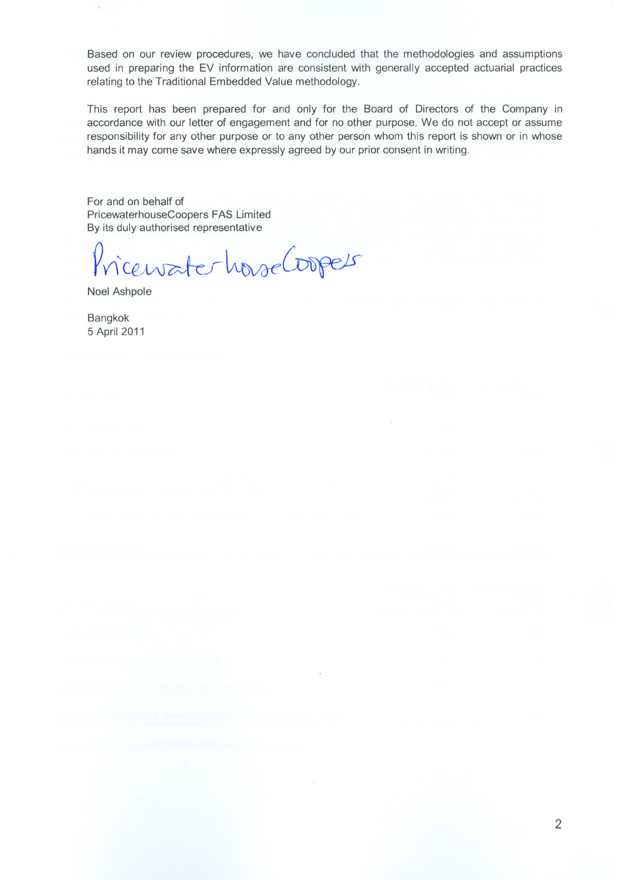Based on our review procedures, we have concluded that the methodologies and assumptions used in preparing the EV information are consistent with generally accepted actuarial practices relating to the Traditional Embedded Value methodology.

This report has been prepared for and only for the Board of Directors of the Company in accordance with our letter of engagement and for no other purpose. We do not accept or assume responsibility for any other purpose or to any other person whom this report is shown or in whose hands it may come save where expressly agreed by our prior consent in writing.

For and on behalf of
PricewaterhouseCoopers FAS Limited
By its duly authorised representative

PricewaterhouseCoopers

Noel Ashpole

Bangkok
5 April 2011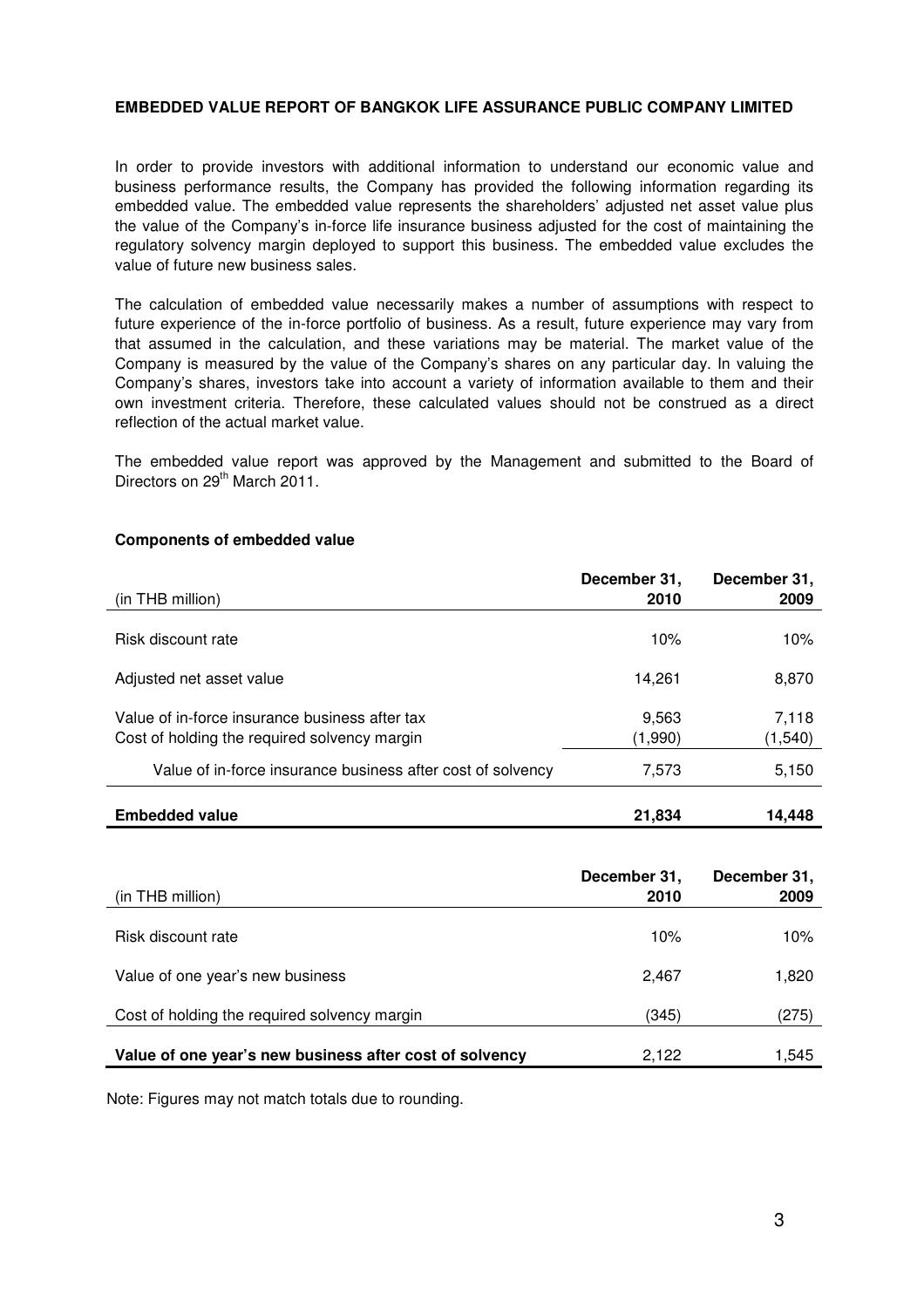**EMBEDDED VALUE REPORT OF BANGKOK LIFE ASSURANCE PUBLIC COMPANY LIMITED**

In order to provide investors with additional information to understand our economic value and business performance results, the Company has provided the following information regarding its embedded value. The embedded value represents the shareholders' adjusted net asset value plus the value of the Company's in-force life insurance business adjusted for the cost of maintaining the regulatory solvency margin deployed to support this business. The embedded value excludes the value of future new business sales.

The calculation of embedded value necessarily makes a number of assumptions with respect to future experience of the in-force portfolio of business. As a result, future experience may vary from that assumed in the calculation, and these variations may be material. The market value of the Company is measured by the value of the Company's shares on any particular day. In valuing the Company's shares, investors take into account a variety of information available to them and their own investment criteria. Therefore, these calculated values should not be construed as a direct reflection of the actual market value.

The embedded value report was approved by the Management and submitted to the Board of Directors on 29th March 2011.

**Components of embedded value**

| (in THB million) | December 31, 2010 | December 31, 2009 |
|---|---|---|
| Risk discount rate | 10% | 10% |
| Adjusted net asset value | 14,261 | 8,870 |
| Value of in-force insurance business after tax | 9,563 | 7,118 |
| Cost of holding the required solvency margin | (1,990) | (1,540) |
| Value of in-force insurance business after cost of solvency | 7,573 | 5,150 |
| **Embedded value** | **21,834** | **14,448** |

| (in THB million) | December 31, 2010 | December 31, 2009 |
|---|---|---|
| Risk discount rate | 10% | 10% |
| Value of one year's new business | 2,467 | 1,820 |
| Cost of holding the required solvency margin | (345) | (275) |
| **Value of one year's new business after cost of solvency** | 2,122 | 1,545 |

Note: Figures may not match totals due to rounding.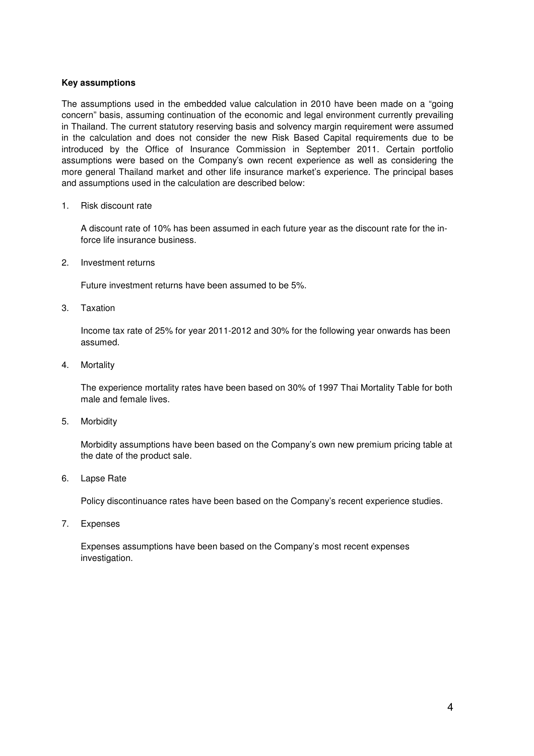**Key assumptions**

The assumptions used in the embedded value calculation in 2010 have been made on a "going concern" basis, assuming continuation of the economic and legal environment currently prevailing in Thailand. The current statutory reserving basis and solvency margin requirement were assumed in the calculation and does not consider the new Risk Based Capital requirements due to be introduced by the Office of Insurance Commission in September 2011. Certain portfolio assumptions were based on the Company's own recent experience as well as considering the more general Thailand market and other life insurance market's experience. The principal bases and assumptions used in the calculation are described below:

1. Risk discount rate

   A discount rate of 10% has been assumed in each future year as the discount rate for the in-force life insurance business.

2. Investment returns

   Future investment returns have been assumed to be 5%.

3. Taxation

   Income tax rate of 25% for year 2011-2012 and 30% for the following year onwards has been assumed.

4. Mortality

   The experience mortality rates have been based on 30% of 1997 Thai Mortality Table for both male and female lives.

5. Morbidity

   Morbidity assumptions have been based on the Company's own new premium pricing table at the date of the product sale.

6. Lapse Rate

   Policy discontinuance rates have been based on the Company's recent experience studies.

7. Expenses

   Expenses assumptions have been based on the Company's most recent expenses investigation.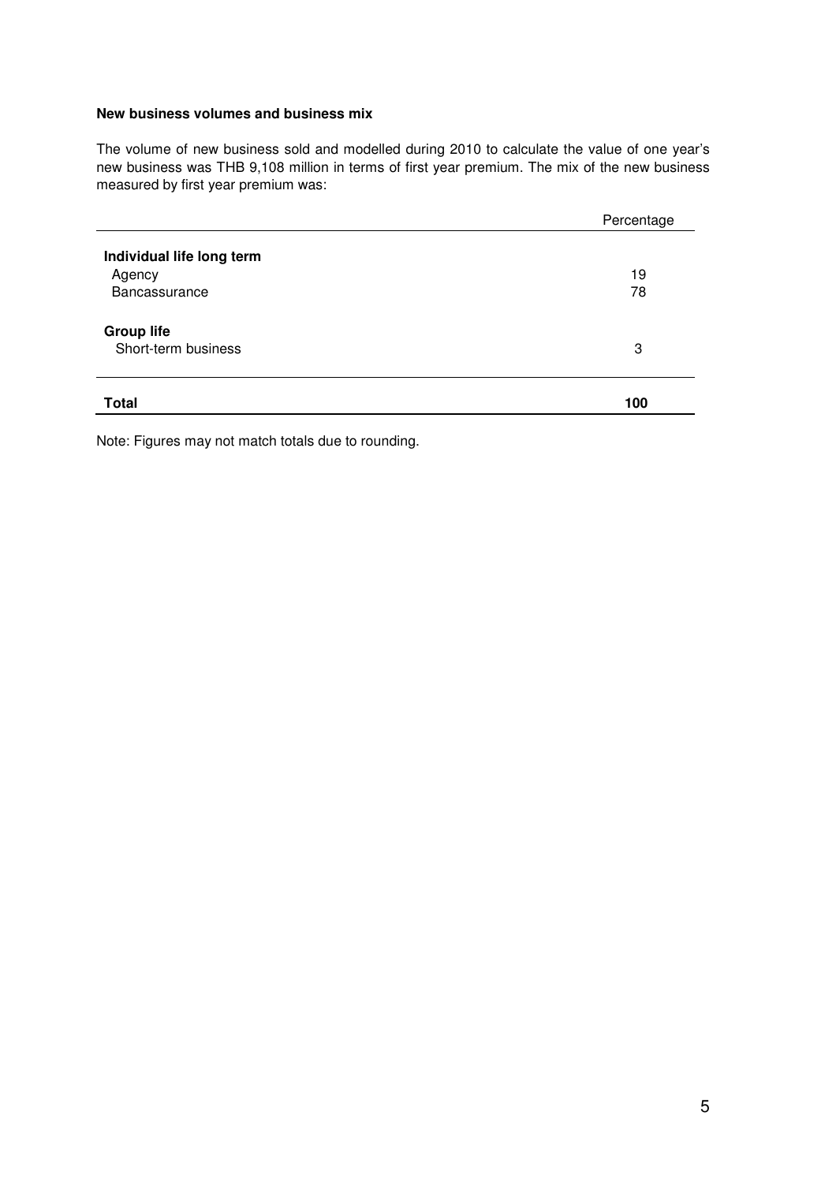**New business volumes and business mix**

The volume of new business sold and modelled during 2010 to calculate the value of one year's new business was THB 9,108 million in terms of first year premium. The mix of the new business measured by first year premium was:

| | Percentage |
|---|---|
| **Individual life long term** | |
| Agency | 19 |
| Bancassurance | 78 |
| **Group life** | |
| Short-term business | 3 |
| **Total** | **100** |

Note: Figures may not match totals due to rounding.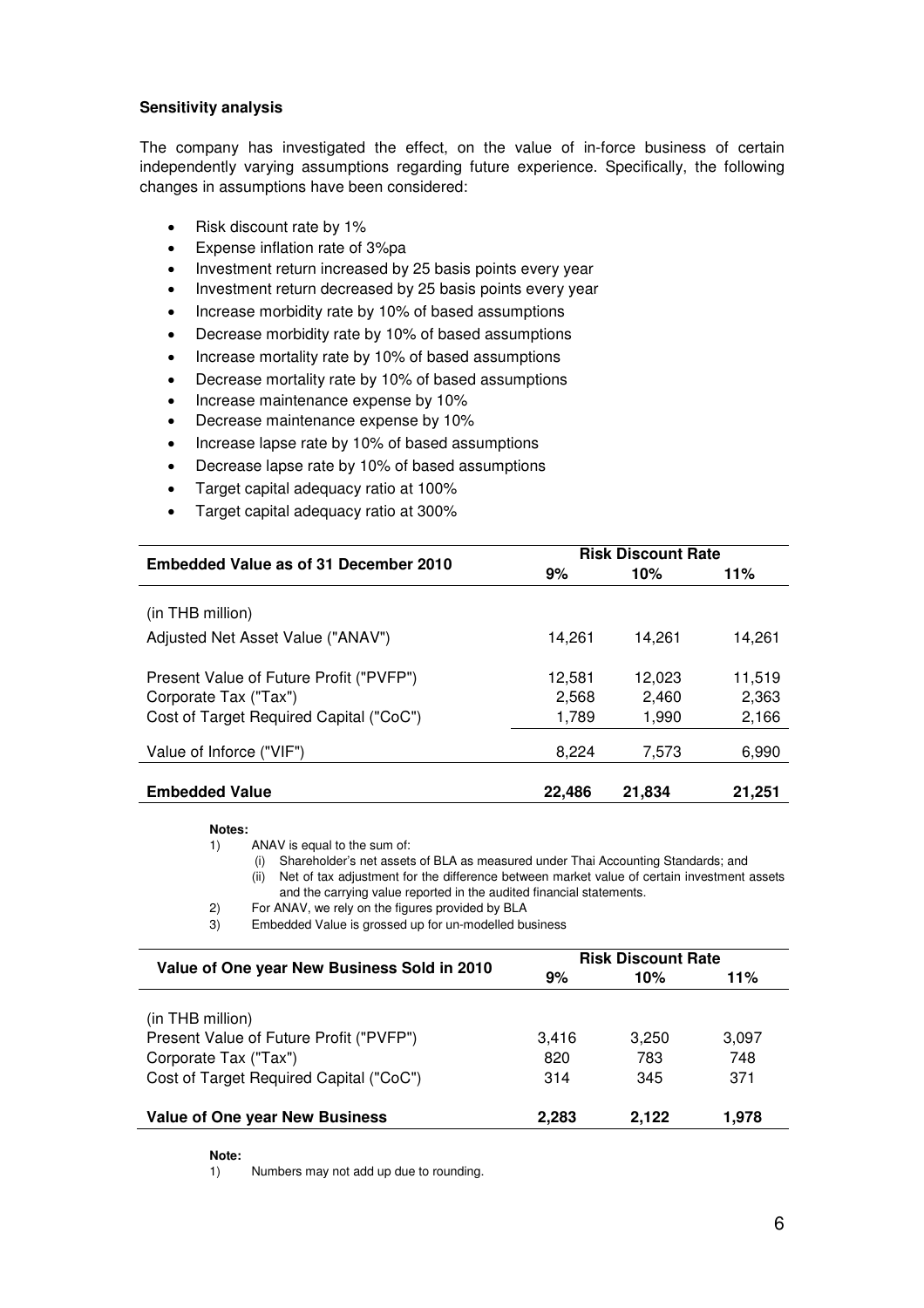**Sensitivity analysis**

The company has investigated the effect, on the value of in-force business of certain independently varying assumptions regarding future experience. Specifically, the following changes in assumptions have been considered:

- Risk discount rate by 1%
- Expense inflation rate of 3%pa
- Investment return increased by 25 basis points every year
- Investment return decreased by 25 basis points every year
- Increase morbidity rate by 10% of based assumptions
- Decrease morbidity rate by 10% of based assumptions
- Increase mortality rate by 10% of based assumptions
- Decrease mortality rate by 10% of based assumptions
- Increase maintenance expense by 10%
- Decrease maintenance expense by 10%
- Increase lapse rate by 10% of based assumptions
- Decrease lapse rate by 10% of based assumptions
- Target capital adequacy ratio at 100%
- Target capital adequacy ratio at 300%

| Embedded Value as of 31 December 2010 | Risk Discount Rate | | |
|---|---|---|---|
| | **9%** | **10%** | **11%** |
| (in THB million) | | | |
| Adjusted Net Asset Value ("ANAV") | 14,261 | 14,261 | 14,261 |
| Present Value of Future Profit ("PVFP") | 12,581 | 12,023 | 11,519 |
| Corporate Tax ("Tax") | 2,568 | 2,460 | 2,363 |
| Cost of Target Required Capital ("CoC") | 1,789 | 1,990 | 2,166 |
| Value of Inforce ("VIF") | 8,224 | 7,573 | 6,990 |
| **Embedded Value** | **22,486** | **21,834** | **21,251** |

**Notes:**

1) ANAV is equal to the sum of:
   (i) Shareholder's net assets of BLA as measured under Thai Accounting Standards; and
   (ii) Net of tax adjustment for the difference between market value of certain investment assets and the carrying value reported in the audited financial statements.
2) For ANAV, we rely on the figures provided by BLA
3) Embedded Value is grossed up for un-modelled business

| Value of One year New Business Sold in 2010 | Risk Discount Rate | | |
|---|---|---|---|
| | **9%** | **10%** | **11%** |
| (in THB million) | | | |
| Present Value of Future Profit ("PVFP") | 3,416 | 3,250 | 3,097 |
| Corporate Tax ("Tax") | 820 | 783 | 748 |
| Cost of Target Required Capital ("CoC") | 314 | 345 | 371 |
| **Value of One year New Business** | **2,283** | **2,122** | **1,978** |

**Note:**

1) Numbers may not add up due to rounding.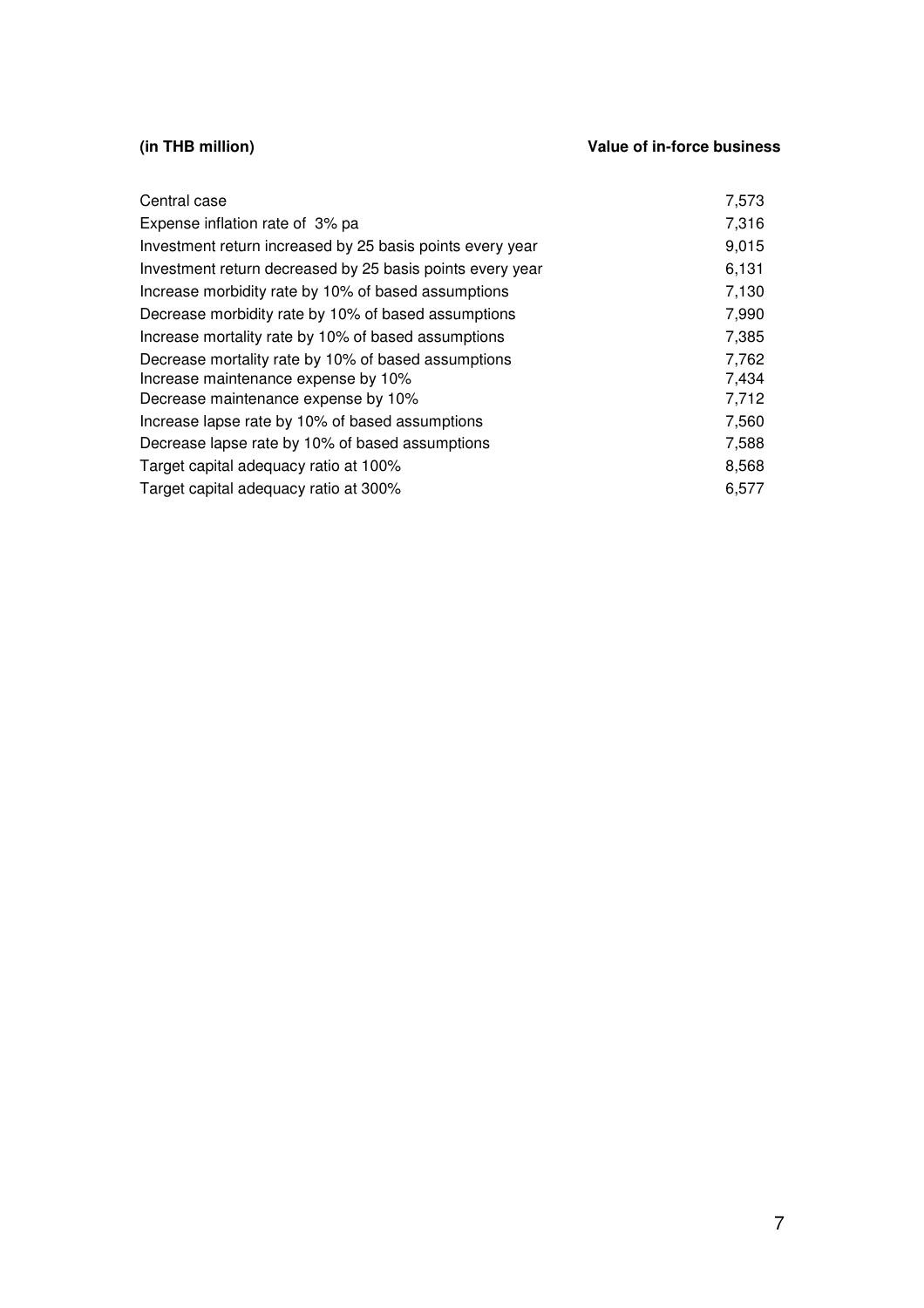| (in THB million) | Value of in-force business |
| --- | --- |
| Central case | 7,573 |
| Expense inflation rate of 3% pa | 7,316 |
| Investment return increased by 25 basis points every year | 9,015 |
| Investment return decreased by 25 basis points every year | 6,131 |
| Increase morbidity rate by 10% of based assumptions | 7,130 |
| Decrease morbidity rate by 10% of based assumptions | 7,990 |
| Increase mortality rate by 10% of based assumptions | 7,385 |
| Decrease mortality rate by 10% of based assumptions | 7,762 |
| Increase maintenance expense by 10% | 7,434 |
| Decrease maintenance expense by 10% | 7,712 |
| Increase lapse rate by 10% of based assumptions | 7,560 |
| Decrease lapse rate by 10% of based assumptions | 7,588 |
| Target capital adequacy ratio at 100% | 8,568 |
| Target capital adequacy ratio at 300% | 6,577 |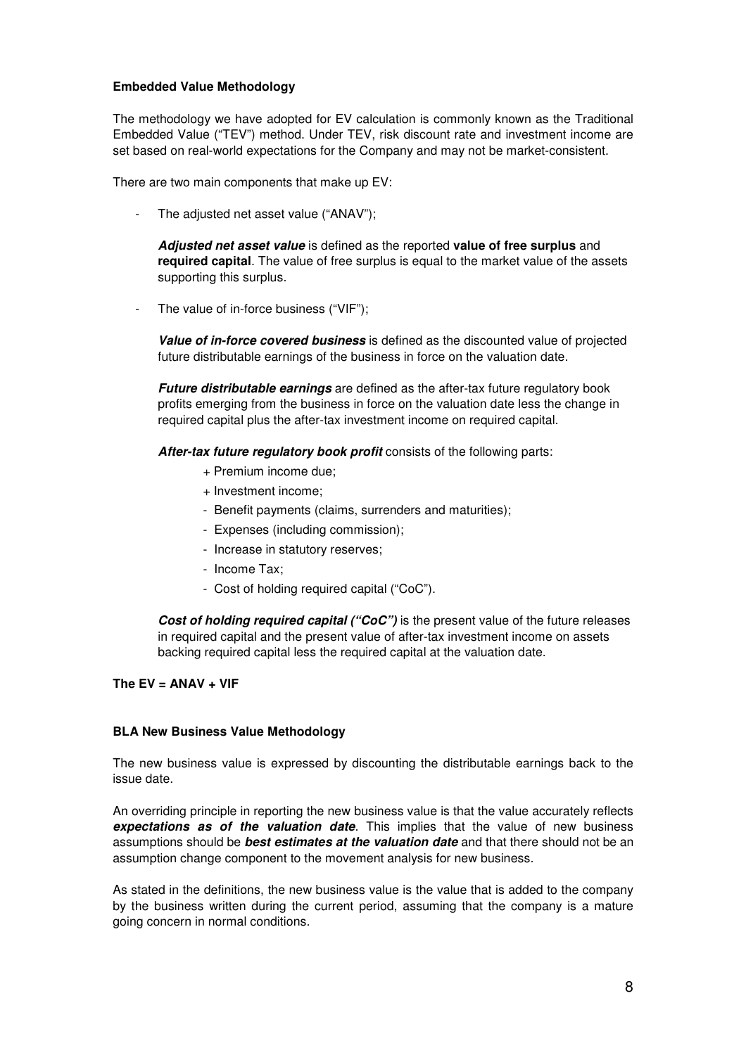**Embedded Value Methodology**

The methodology we have adopted for EV calculation is commonly known as the Traditional Embedded Value ("TEV") method. Under TEV, risk discount rate and investment income are set based on real-world expectations for the Company and may not be market-consistent.

There are two main components that make up EV:

- The adjusted net asset value ("ANAV");

  ***Adjusted net asset value*** is defined as the reported **value of free surplus** and **required capital**. The value of free surplus is equal to the market value of the assets supporting this surplus.

- The value of in-force business ("VIF");

  ***Value of in-force covered business*** is defined as the discounted value of projected future distributable earnings of the business in force on the valuation date.

  ***Future distributable earnings*** are defined as the after-tax future regulatory book profits emerging from the business in force on the valuation date less the change in required capital plus the after-tax investment income on required capital.

  ***After-tax future regulatory book profit*** consists of the following parts:

  + Premium income due;
  + Investment income;
  - Benefit payments (claims, surrenders and maturities);
  - Expenses (including commission);
  - Increase in statutory reserves;
  - Income Tax;
  - Cost of holding required capital ("CoC").

  ***Cost of holding required capital ("CoC")*** is the present value of the future releases in required capital and the present value of after-tax investment income on assets backing required capital less the required capital at the valuation date.

**The EV = ANAV + VIF**

**BLA New Business Value Methodology**

The new business value is expressed by discounting the distributable earnings back to the issue date.

An overriding principle in reporting the new business value is that the value accurately reflects ***expectations as of the valuation date***. This implies that the value of new business assumptions should be ***best estimates at the valuation date*** and that there should not be an assumption change component to the movement analysis for new business.

As stated in the definitions, the new business value is the value that is added to the company by the business written during the current period, assuming that the company is a mature going concern in normal conditions.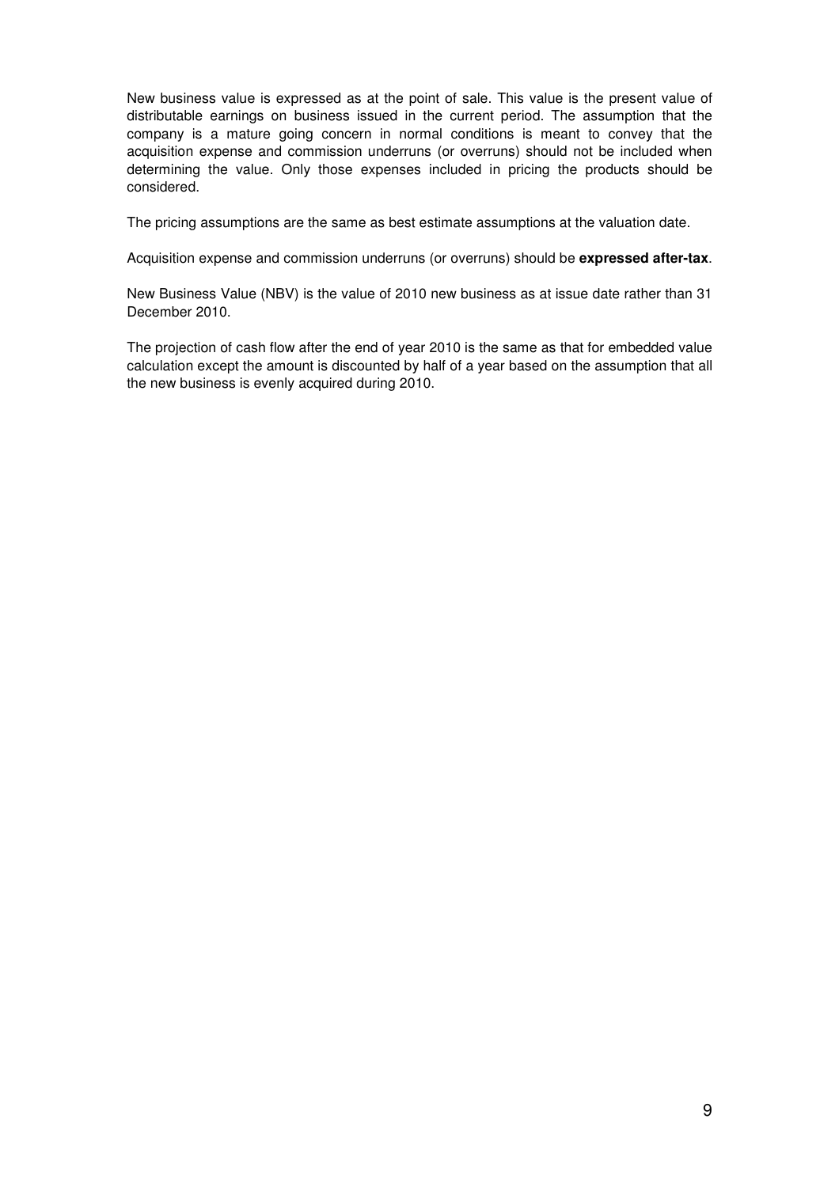New business value is expressed as at the point of sale. This value is the present value of distributable earnings on business issued in the current period. The assumption that the company is a mature going concern in normal conditions is meant to convey that the acquisition expense and commission underruns (or overruns) should not be included when determining the value. Only those expenses included in pricing the products should be considered.

The pricing assumptions are the same as best estimate assumptions at the valuation date.

Acquisition expense and commission underruns (or overruns) should be **expressed after-tax**.

New Business Value (NBV) is the value of 2010 new business as at issue date rather than 31 December 2010.

The projection of cash flow after the end of year 2010 is the same as that for embedded value calculation except the amount is discounted by half of a year based on the assumption that all the new business is evenly acquired during 2010.